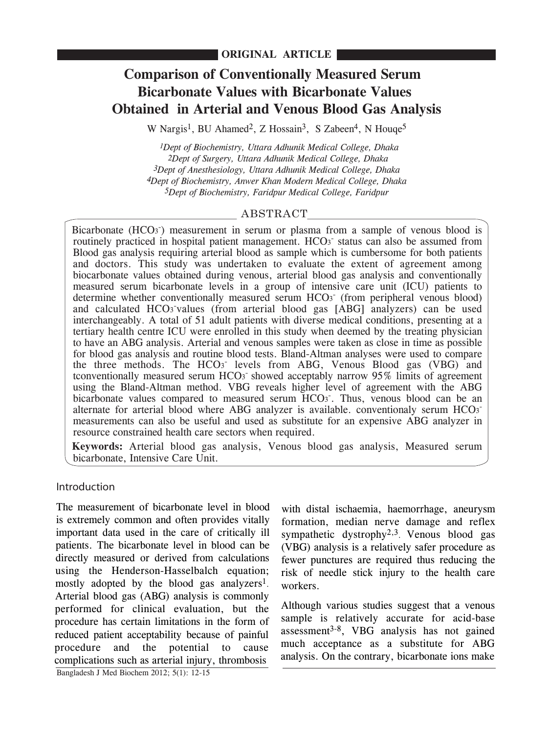**ORIGINAL ARTICLE**

# Comparison of Conventionally Measured Serum Bicarbonate Values with Bicarbonate Values Obtained in Arterial and Venous Blood Gas Analysis

W Nargis[1], BU Ahamed[2], Z Hossain[3], S Zabeen[4], N Houqe[5]

*[1]Dept of Biochemistry, Uttara Adhunik Medical College, Dhaka*
*[2]Dept of Surgery, Uttara Adhunik Medical College, Dhaka*
*[3]Dept of Anesthesiology, Uttara Adhunik Medical College, Dhaka*
*[4]Dept of Biochemistry, Anwer Khan Modern Medical College, Dhaka*
*[5]Dept of Biochemistry, Faridpur Medical College, Faridpur*

## ABSTRACT

Bicarbonate ($HCO_3^-$) measurement in serum or plasma from a sample of venous blood is routinely practiced in hospital patient management. $HCO_3^-$ status can also be assumed from Blood gas analysis requiring arterial blood as sample which is cumbersome for both patients and doctors. This study was undertaken to evaluate the extent of agreement among biocarbonate values obtained during venous, arterial blood gas analysis and conventionally measured serum bicarbonate levels in a group of intensive care unit (ICU) patients to determine whether conventionally measured serum $HCO_3^-$ (from peripheral venous blood) and calculated $HCO_3^-$values (from arterial blood gas [ABG] analyzers) can be used interchangeably. A total of 51 adult patients with diverse medical conditions, presenting at a tertiary health centre ICU were enrolled in this study when deemed by the treating physician to have an ABG analysis. Arterial and venous samples were taken as close in time as possible for blood gas analysis and routine blood tests. Bland-Altman analyses were used to compare the three methods. The $HCO_3^-$ levels from ABG, Venous Blood gas (VBG) and tconventionally measured serum $HCO_3^-$ showed acceptably narrow 95% limits of agreement using the Bland-Altman method. VBG reveals higher level of agreement with the ABG bicarbonate values compared to measured serum $HCO_3^-$. Thus, venous blood can be an alternate for arterial blood where ABG analyzer is available. conventionaly serum $HCO_3^-$ measurements can also be useful and used as substitute for an expensive ABG analyzer in resource constrained health care sectors when required.

**Keywords:** Arterial blood gas analysis, Venous blood gas analysis, Measured serum bicarbonate, Intensive Care Unit.

## Introduction

The measurement of bicarbonate level in blood is extremely common and often provides vitally important data used in the care of critically ill patients. The bicarbonate level in blood can be directly measured or derived from calculations using the Henderson-Hasselbalch equation; mostly adopted by the blood gas analyzers[1]. Arterial blood gas (ABG) analysis is commonly performed for clinical evaluation, but the procedure has certain limitations in the form of reduced patient acceptability because of painful procedure and the potential to cause complications such as arterial injury, thrombosis with distal ischaemia, haemorrhage, aneurysm formation, median nerve damage and reflex sympathetic dystrophy[2,3]. Venous blood gas (VBG) analysis is a relatively safer procedure as fewer punctures are required thus reducing the risk of needle stick injury to the health care workers.

Although various studies suggest that a venous sample is relatively accurate for acid-base assessment[3-8], VBG analysis has not gained much acceptance as a substitute for ABG analysis. On the contrary, bicarbonate ions make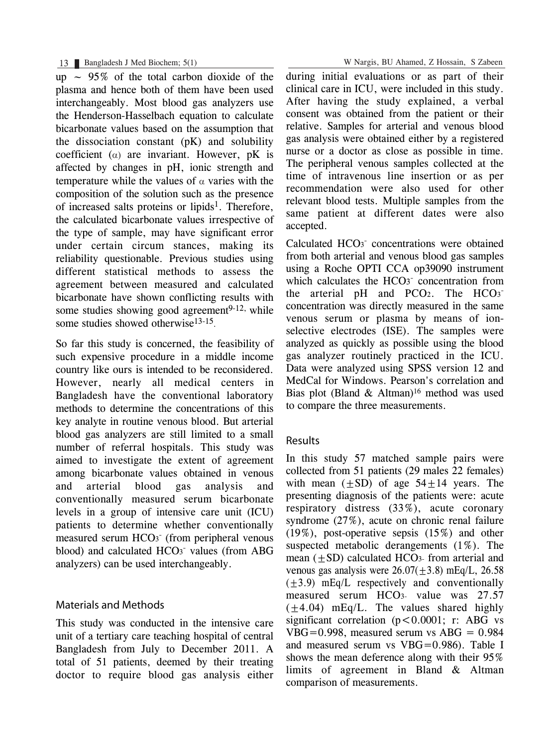up ~ 95% of the total carbon dioxide of the plasma and hence both of them have been used interchangeably. Most blood gas analyzers use the Henderson-Hasselbach equation to calculate bicarbonate values based on the assumption that the dissociation constant (pK) and solubility coefficient ($\alpha$) are invariant. However, pK is affected by changes in pH, ionic strength and temperature while the values of $\alpha$ varies with the composition of the solution such as the presence of increased salts proteins or lipids[1]. Therefore, the calculated bicarbonate values irrespective of the type of sample, may have significant error under certain circum stances, making its reliability questionable. Previous studies using different statistical methods to assess the agreement between measured and calculated bicarbonate have shown conflicting results with some studies showing good agreement[9-12], while some studies showed otherwise[13-15].

So far this study is concerned, the feasibility of such expensive procedure in a middle income country like ours is intended to be reconsidered. However, nearly all medical centers in Bangladesh have the conventional laboratory methods to determine the concentrations of this key analyte in routine venous blood. But arterial blood gas analyzers are still limited to a small number of referral hospitals. This study was aimed to investigate the extent of agreement among bicarbonate values obtained in venous and arterial blood gas analysis and conventionally measured serum bicarbonate levels in a group of intensive care unit (ICU) patients to determine whether conventionally measured serum $HCO_3^-$ (from peripheral venous blood) and calculated $HCO_3^-$ values (from ABG analyzers) can be used interchangeably.

## Materials and Methods

This study was conducted in the intensive care unit of a tertiary care teaching hospital of central Bangladesh from July to December 2011. A total of 51 patients, deemed by their treating doctor to require blood gas analysis either during initial evaluations or as part of their clinical care in ICU, were included in this study. After having the study explained, a verbal consent was obtained from the patient or their relative. Samples for arterial and venous blood gas analysis were obtained either by a registered nurse or a doctor as close as possible in time. The peripheral venous samples collected at the time of intravenous line insertion or as per recommendation were also used for other relevant blood tests. Multiple samples from the same patient at different dates were also accepted.

Calculated $HCO_3^-$ concentrations were obtained from both arterial and venous blood gas samples using a Roche OPTI CCA op39090 instrument which calculates the $HCO_3^-$ concentration from the arterial pH and $PCO_2$. The $HCO_3^-$ concentration was directly measured in the same venous serum or plasma by means of ion-selective electrodes (ISE). The samples were analyzed as quickly as possible using the blood gas analyzer routinely practiced in the ICU. Data were analyzed using SPSS version 12 and MedCal for Windows. Pearson's correlation and Bias plot (Bland & Altman)[16] method was used to compare the three measurements.

## Results

In this study 57 matched sample pairs were collected from 51 patients (29 males 22 females) with mean ($\pm$SD) of age $54\pm14$ years. The presenting diagnosis of the patients were: acute respiratory distress (33%), acute coronary syndrome (27%), acute on chronic renal failure (19%), post-operative sepsis (15%) and other suspected metabolic derangements (1%). The mean ($\pm$SD) calculated $HCO_3^-$ from arterial and venous gas analysis were 26.07($\pm$3.8) mEq/L, 26.58 ($\pm$3.9) mEq/L respectively and conventionally measured serum $HCO_3^-$ value was 27.57 ($\pm$4.04) mEq/L. The values shared highly significant correlation ($p<0.0001$; r: ABG vs VBG=0.998, measured serum vs ABG = 0.984 and measured serum vs VBG=0.986). Table I shows the mean deference along with their 95% limits of agreement in Bland & Altman comparison of measurements.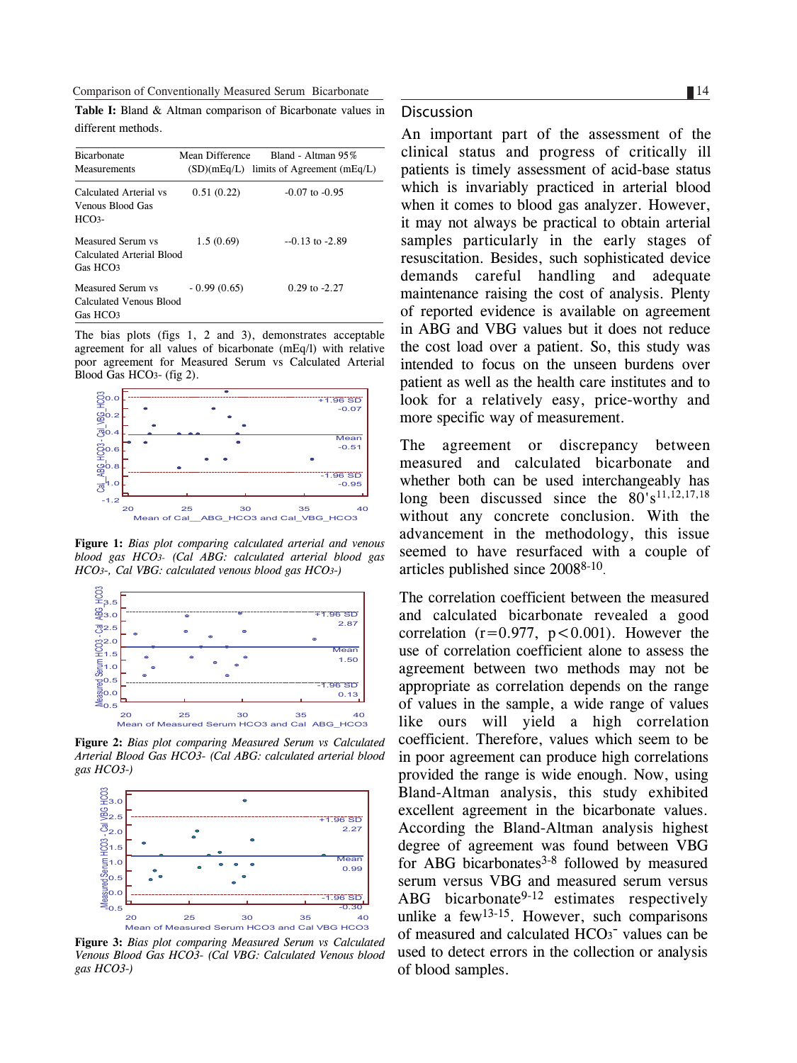**Table I:** Bland & Altman comparison of Bicarbonate values in different methods.

| Bicarbonate Measurements | Mean Difference (SD)(mEq/L) | Bland - Altman 95% limits of Agreement (mEq/L) |
|---|---|---|
| Calculated Arterial vs Venous Blood Gas $HCO_3$- | 0.51 (0.22) | -0.07 to -0.95 |
| Measured Serum vs Calculated Arterial Blood Gas $HCO_3$ | 1.5 (0.69) | --0.13 to -2.89 |
| Measured Serum vs Calculated Venous Blood Gas $HCO_3$ | - 0.99 (0.65) | 0.29 to -2.27 |

The bias plots (figs 1, 2 and 3), demonstrates acceptable agreement for all values of bicarbonate (mEq/l) with relative poor agreement for Measured Serum vs Calculated Arterial Blood Gas $HCO_3$- (fig 2).

**Figure 1:** *Bias plot comparing calculated arterial and venous blood gas $HCO_3$- (Cal ABG: calculated arterial blood gas $HCO_3$-, Cal VBG: calculated venous blood gas $HCO_3$-)*

**Figure 2:** *Bias plot comparing Measured Serum vs Calculated Arterial Blood Gas $HCO_3$- (Cal ABG: calculated arterial blood gas $HCO_3$-)*

**Figure 3:** *Bias plot comparing Measured Serum vs Calculated Venous Blood Gas $HCO_3$- (Cal VBG: Calculated Venous blood gas $HCO_3$-)*

## Discussion

An important part of the assessment of the clinical status and progress of critically ill patients is timely assessment of acid-base status which is invariably practiced in arterial blood when it comes to blood gas analyzer. However, it may not always be practical to obtain arterial samples particularly in the early stages of resuscitation. Besides, such sophisticated device demands careful handling and adequate maintenance raising the cost of analysis. Plenty of reported evidence is available on agreement in ABG and VBG values but it does not reduce the cost load over a patient. So, this study was intended to focus on the unseen burdens over patient as well as the health care institutes and to look for a relatively easy, price-worthy and more specific way of measurement.

The agreement or discrepancy between measured and calculated bicarbonate and whether both can be used interchangeably has long been discussed since the 80's[11,12,17,18] without any concrete conclusion. With the advancement in the methodology, this issue seemed to have resurfaced with a couple of articles published since 2008[8-10].

The correlation coefficient between the measured and calculated bicarbonate revealed a good correlation ($r=0.977$, $p<0.001$). However the use of correlation coefficient alone to assess the agreement between two methods may not be appropriate as correlation depends on the range of values in the sample, a wide range of values like ours will yield a high correlation coefficient. Therefore, values which seem to be in poor agreement can produce high correlations provided the range is wide enough. Now, using Bland-Altman analysis, this study exhibited excellent agreement in the bicarbonate values. According the Bland-Altman analysis highest degree of agreement was found between VBG for ABG bicarbonates[3-8] followed by measured serum versus VBG and measured serum versus ABG bicarbonate[9-12] estimates respectively unlike a few[13-15]. However, such comparisons of measured and calculated $HCO_3^-$ values can be used to detect errors in the collection or analysis of blood samples.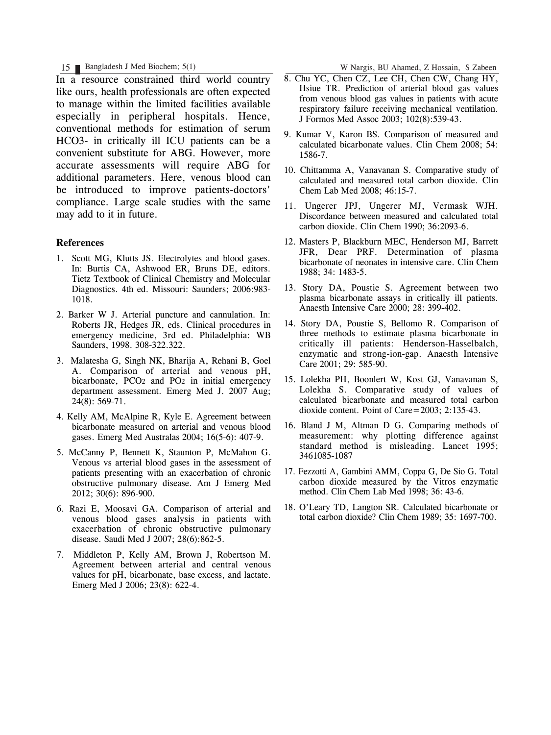In a resource constrained third world country like ours, health professionals are often expected to manage within the limited facilities available especially in peripheral hospitals. Hence, conventional methods for estimation of serum $HCO_3^-$ in critically ill ICU patients can be a convenient substitute for ABG. However, more accurate assessments will require ABG for additional parameters. Here, venous blood can be introduced to improve patients-doctors' compliance. Large scale studies with the same may add to it in future.

## References

1. Scott MG, Klutts JS. Electrolytes and blood gases. In: Burtis CA, Ashwood ER, Bruns DE, editors. Tietz Textbook of Clinical Chemistry and Molecular Diagnostics. 4th ed. Missouri: Saunders; 2006:983-1018.
2. Barker W J. Arterial puncture and cannulation. In: Roberts JR, Hedges JR, eds. Clinical procedures in emergency medicine, 3rd ed. Philadelphia: WB Saunders, 1998. 308-322.322.
3. Malatesha G, Singh NK, Bharija A, Rehani B, Goel A. Comparison of arterial and venous pH, bicarbonate, $PCO_2$ and $PO_2$ in initial emergency department assessment. Emerg Med J. 2007 Aug; 24(8): 569-71.
4. Kelly AM, McAlpine R, Kyle E. Agreement between bicarbonate measured on arterial and venous blood gases. Emerg Med Australas 2004; 16(5-6): 407-9.
5. McCanny P, Bennett K, Staunton P, McMahon G. Venous vs arterial blood gases in the assessment of patients presenting with an exacerbation of chronic obstructive pulmonary disease. Am J Emerg Med 2012; 30(6): 896-900.
6. Razi E, Moosavi GA. Comparison of arterial and venous blood gases analysis in patients with exacerbation of chronic obstructive pulmonary disease. Saudi Med J 2007; 28(6):862-5.
7. Middleton P, Kelly AM, Brown J, Robertson M. Agreement between arterial and central venous values for pH, bicarbonate, base excess, and lactate. Emerg Med J 2006; 23(8): 622-4.
8. Chu YC, Chen CZ, Lee CH, Chen CW, Chang HY, Hsiue TR. Prediction of arterial blood gas values from venous blood gas values in patients with acute respiratory failure receiving mechanical ventilation. J Formos Med Assoc 2003; 102(8):539-43.
9. Kumar V, Karon BS. Comparison of measured and calculated bicarbonate values. Clin Chem 2008; 54: 1586-7.
10. Chittamma A, Vanavanan S. Comparative study of calculated and measured total carbon dioxide. Clin Chem Lab Med 2008; 46:15-7.
11. Ungerer JPJ, Ungerer MJ, Vermask WJH. Discordance between measured and calculated total carbon dioxide. Clin Chem 1990; 36:2093-6.
12. Masters P, Blackburn MEC, Henderson MJ, Barrett JFR, Dear PRF. Determination of plasma bicarbonate of neonates in intensive care. Clin Chem 1988; 34: 1483-5.
13. Story DA, Poustie S. Agreement between two plasma bicarbonate assays in critically ill patients. Anaesth Intensive Care 2000; 28: 399-402.
14. Story DA, Poustie S, Bellomo R. Comparison of three methods to estimate plasma bicarbonate in critically ill patients: Henderson-Hasselbalch, enzymatic and strong-ion-gap. Anaesth Intensive Care 2001; 29: 585-90.
15. Lolekha PH, Boonlert W, Kost GJ, Vanavanan S, Lolekha S. Comparative study of values of calculated bicarbonate and measured total carbon dioxide content. Point of Care=2003; 2:135-43.
16. Bland J M, Altman D G. Comparing methods of measurement: why plotting difference against standard method is misleading. Lancet 1995; 3461085-1087
17. Fezzotti A, Gambini AMM, Coppa G, De Sio G. Total carbon dioxide measured by the Vitros enzymatic method. Clin Chem Lab Med 1998; 36: 43-6.
18. O'Leary TD, Langton SR. Calculated bicarbonate or total carbon dioxide? Clin Chem 1989; 35: 1697-700.